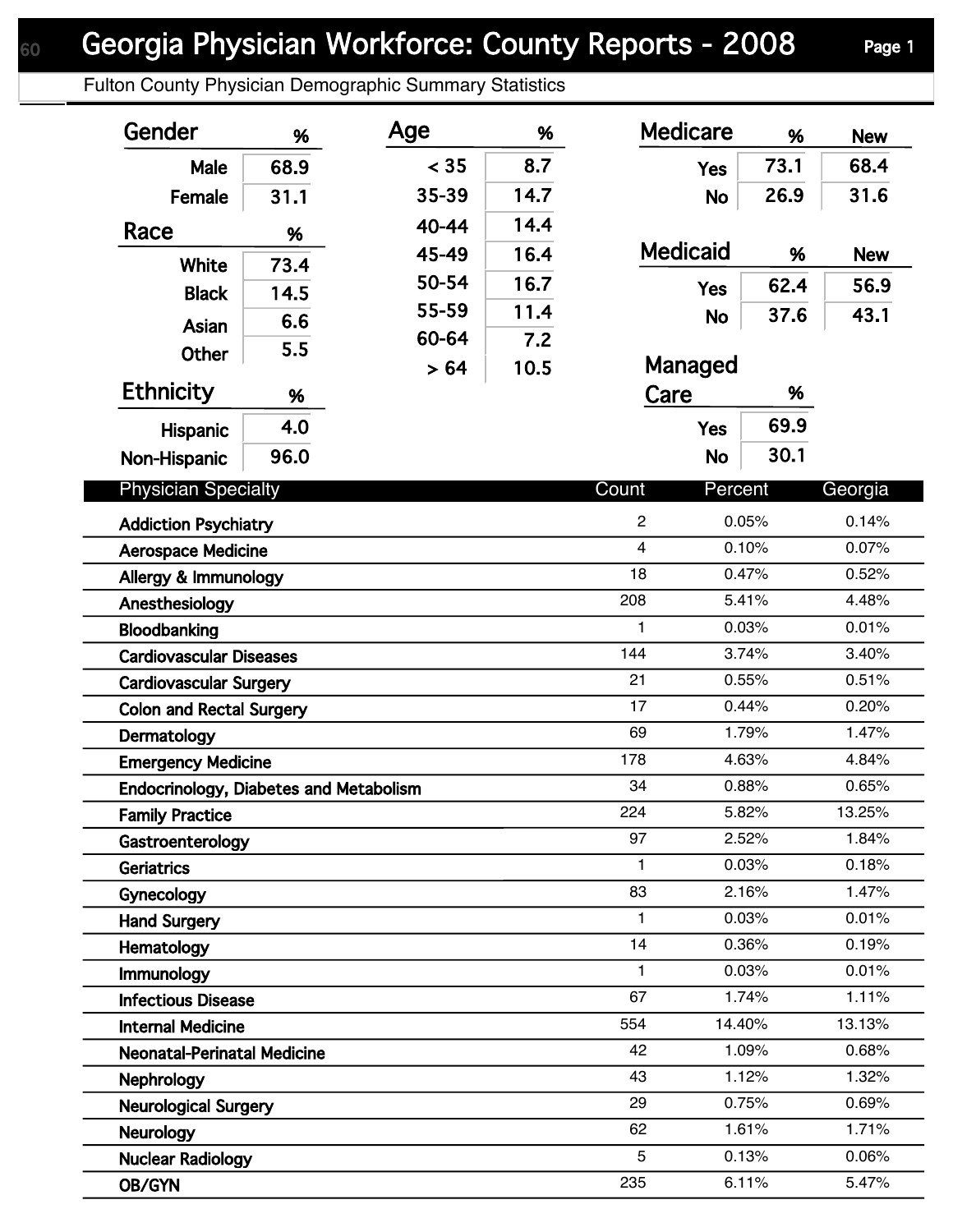# Georgia Physician Workforce: County Reports - 2008

Fulton County Physician Demographic Summary Statistics

| Gender | % |
|---|---|
| Male | 68.9 |
| Female | 31.1 |

| Race | % |
|---|---|
| White | 73.4 |
| Black | 14.5 |
| Asian | 6.6 |
| Other | 5.5 |

| Ethnicity | % |
|---|---|
| Hispanic | 4.0 |
| Non-Hispanic | 96.0 |

| Age | % |
|---|---|
| < 35 | 8.7 |
| 35-39 | 14.7 |
| 40-44 | 14.4 |
| 45-49 | 16.4 |
| 50-54 | 16.7 |
| 55-59 | 11.4 |
| 60-64 | 7.2 |
| > 64 | 10.5 |

| Medicare | % | New |
|---|---|---|
| Yes | 73.1 | 68.4 |
| No | 26.9 | 31.6 |

| Medicaid | % | New |
|---|---|---|
| Yes | 62.4 | 56.9 |
| No | 37.6 | 43.1 |

| Managed Care | % |
|---|---|
| Yes | 69.9 |
| No | 30.1 |

| Physician Specialty | Count | Percent | Georgia |
|---|---|---|---|
| Addiction Psychiatry | 2 | 0.05% | 0.14% |
| Aerospace Medicine | 4 | 0.10% | 0.07% |
| Allergy & Immunology | 18 | 0.47% | 0.52% |
| Anesthesiology | 208 | 5.41% | 4.48% |
| Bloodbanking | 1 | 0.03% | 0.01% |
| Cardiovascular Diseases | 144 | 3.74% | 3.40% |
| Cardiovascular Surgery | 21 | 0.55% | 0.51% |
| Colon and Rectal Surgery | 17 | 0.44% | 0.20% |
| Dermatology | 69 | 1.79% | 1.47% |
| Emergency Medicine | 178 | 4.63% | 4.84% |
| Endocrinology, Diabetes and Metabolism | 34 | 0.88% | 0.65% |
| Family Practice | 224 | 5.82% | 13.25% |
| Gastroenterology | 97 | 2.52% | 1.84% |
| Geriatrics | 1 | 0.03% | 0.18% |
| Gynecology | 83 | 2.16% | 1.47% |
| Hand Surgery | 1 | 0.03% | 0.01% |
| Hematology | 14 | 0.36% | 0.19% |
| Immunology | 1 | 0.03% | 0.01% |
| Infectious Disease | 67 | 1.74% | 1.11% |
| Internal Medicine | 554 | 14.40% | 13.13% |
| Neonatal-Perinatal Medicine | 42 | 1.09% | 0.68% |
| Nephrology | 43 | 1.12% | 1.32% |
| Neurological Surgery | 29 | 0.75% | 0.69% |
| Neurology | 62 | 1.61% | 1.71% |
| Nuclear Radiology | 5 | 0.13% | 0.06% |
| OB/GYN | 235 | 6.11% | 5.47% |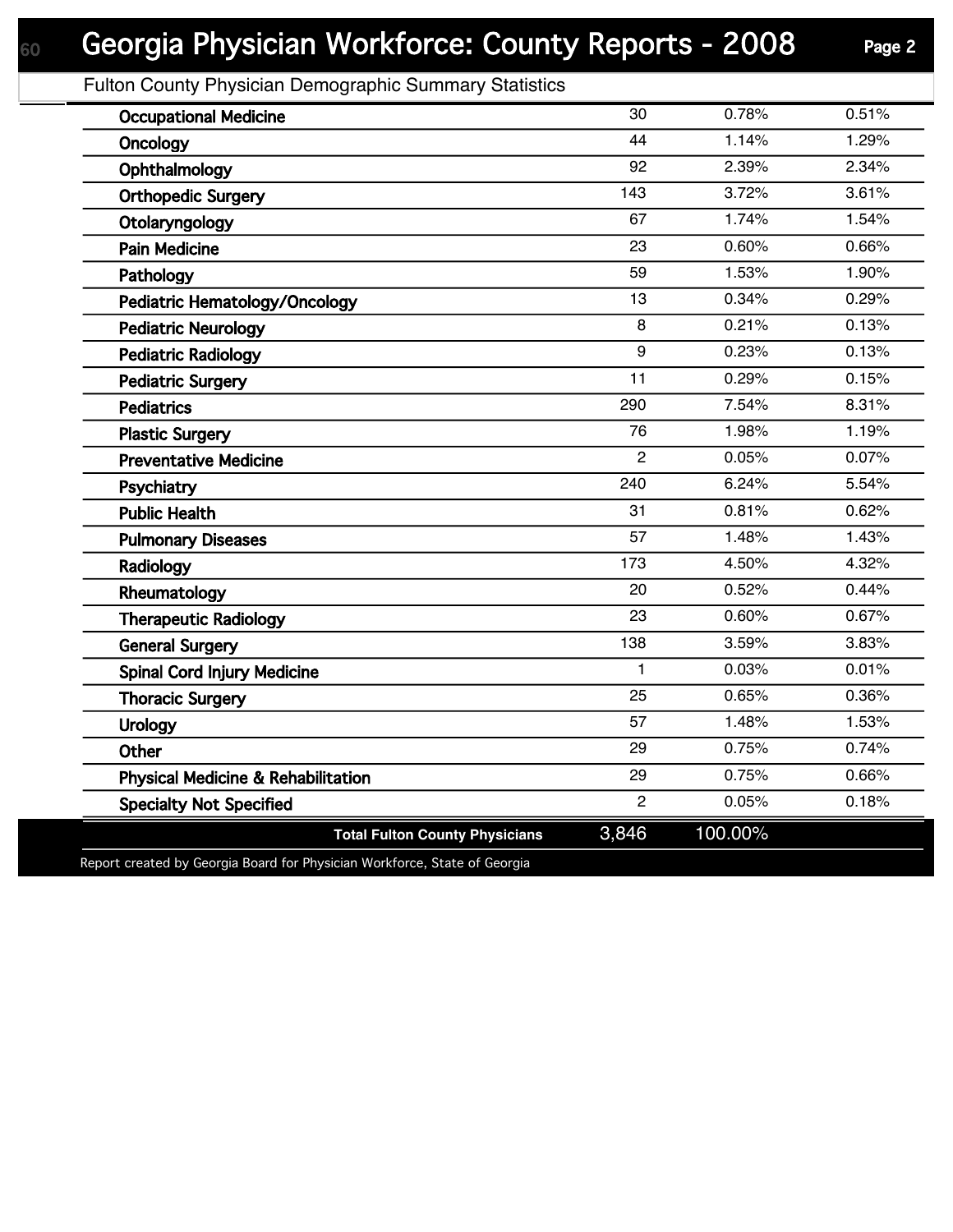## Fulton County Physician Demographic Summary Statistics

| | | | |
|---|---|---|---|
| Occupational Medicine | 30 | 0.78% | 0.51% |
| Oncology | 44 | 1.14% | 1.29% |
| Ophthalmology | 92 | 2.39% | 2.34% |
| Orthopedic Surgery | 143 | 3.72% | 3.61% |
| Otolaryngology | 67 | 1.74% | 1.54% |
| Pain Medicine | 23 | 0.60% | 0.66% |
| Pathology | 59 | 1.53% | 1.90% |
| Pediatric Hematology/Oncology | 13 | 0.34% | 0.29% |
| Pediatric Neurology | 8 | 0.21% | 0.13% |
| Pediatric Radiology | 9 | 0.23% | 0.13% |
| Pediatric Surgery | 11 | 0.29% | 0.15% |
| Pediatrics | 290 | 7.54% | 8.31% |
| Plastic Surgery | 76 | 1.98% | 1.19% |
| Preventative Medicine | 2 | 0.05% | 0.07% |
| Psychiatry | 240 | 6.24% | 5.54% |
| Public Health | 31 | 0.81% | 0.62% |
| Pulmonary Diseases | 57 | 1.48% | 1.43% |
| Radiology | 173 | 4.50% | 4.32% |
| Rheumatology | 20 | 0.52% | 0.44% |
| Therapeutic Radiology | 23 | 0.60% | 0.67% |
| General Surgery | 138 | 3.59% | 3.83% |
| Spinal Cord Injury Medicine | 1 | 0.03% | 0.01% |
| Thoracic Surgery | 25 | 0.65% | 0.36% |
| Urology | 57 | 1.48% | 1.53% |
| Other | 29 | 0.75% | 0.74% |
| Physical Medicine & Rehabilitation | 29 | 0.75% | 0.66% |
| Specialty Not Specified | 2 | 0.05% | 0.18% |
| **Total Fulton County Physicians** | 3,846 | 100.00% | |

Report created by Georgia Board for Physician Workforce, State of Georgia